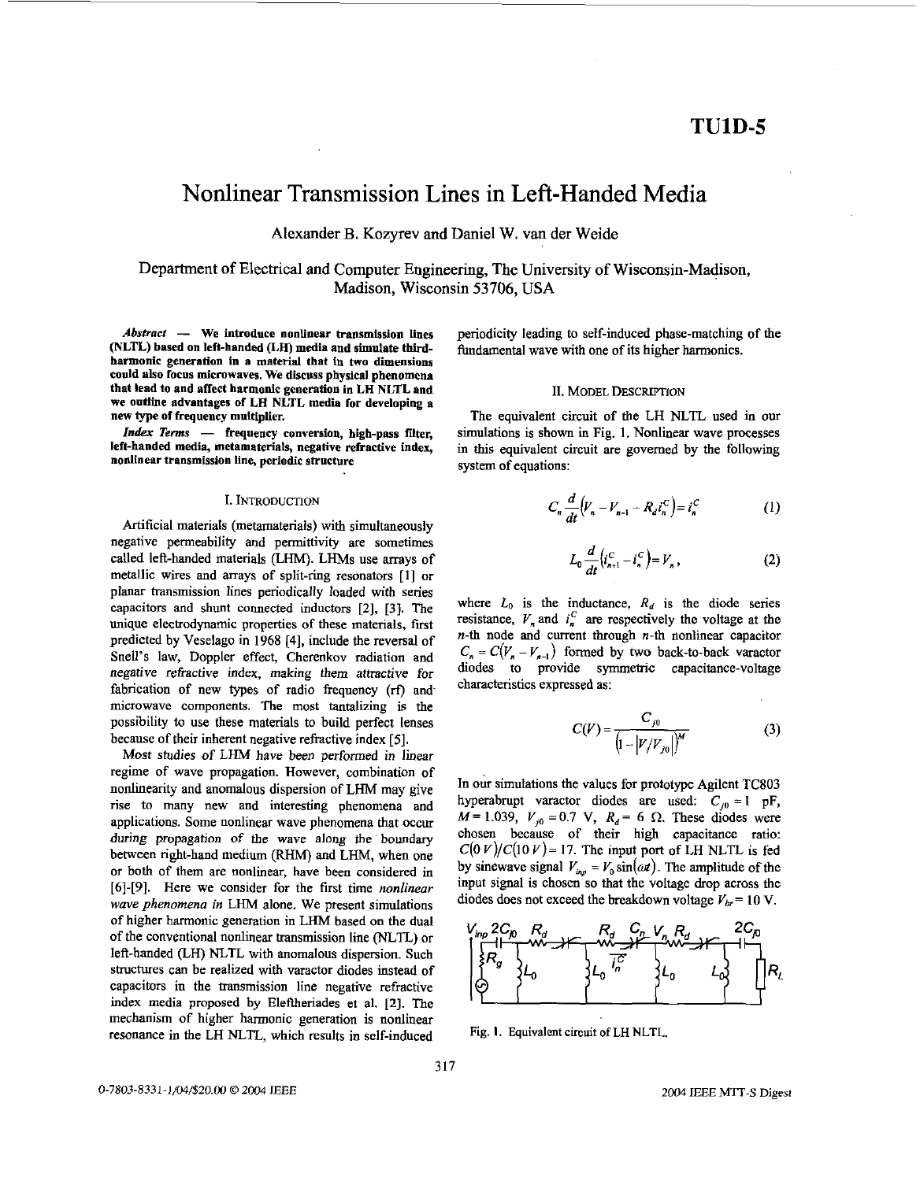TU1D-5

# Nonlinear Transmission Lines in Left-Handed Media

Alexander B. Kozyrev and Daniel W. van der Weide

Department of Electrical and Computer Engineering, The University of Wisconsin-Madison, Madison, Wisconsin 53706, USA

***Abstract*** — **We introduce nonlinear transmission lines (NLTL) based on left-handed (LH) media and simulate third-harmonic generation in a material that in two dimensions could also focus microwaves. We discuss physical phenomena that lead to and affect harmonic generation in LH NLTL and we outline advantages of LH NLTL media for developing a new type of frequency multiplier.**

***Index Terms*** — **frequency conversion, high-pass filter, left-handed media, metamaterials, negative refractive index, nonlinear transmission line, periodic structure**

## I. Introduction

Artificial materials (metamaterials) with simultaneously negative permeability and permittivity are sometimes called left-handed materials (LHM). LHMs use arrays of metallic wires and arrays of split-ring resonators [1] or planar transmission lines periodically loaded with series capacitors and shunt connected inductors [2], [3]. The unique electrodynamic properties of these materials, first predicted by Veselago in 1968 [4], include the reversal of Snell's law, Doppler effect, Cherenkov radiation and *negative refractive index, making them attractive* for fabrication of new types of radio frequency (rf) and microwave components. The most tantalizing is the possibility to use these materials to build perfect lenses because of their inherent negative refractive index [5].

Most studies of LHM have been performed in linear regime of wave propagation. However, combination of nonlinearity and anomalous dispersion of LHM may give rise to many new and interesting phenomena and applications. Some nonlinear wave phenomena that occur during propagation of the wave along the boundary between right-hand medium (RHM) and LHM, when one or both of them are nonlinear, have been considered in [6]-[9]. Here we consider for the first time *nonlinear wave phenomena in* LHM alone. We present simulations of higher harmonic generation in LHM based on the dual of the conventional nonlinear transmission line (NLTL) or left-handed (LH) NLTL with anomalous dispersion. Such structures can be realized with varactor diodes instead of capacitors in the transmission line negative refractive index media proposed by Eleftheriades et al. [2]. The mechanism of higher harmonic generation is nonlinear resonance in the LH NLTL, which results in self-induced periodicity leading to self-induced phase-matching of the fundamental wave with one of its higher harmonics.

## II. Model Description

The equivalent circuit of the LH NLTL used in our simulations is shown in Fig. 1. Nonlinear wave processes in this equivalent circuit are governed by the following system of equations:

$$C_n \frac{d}{dt}\left(V_n - V_{n-1} - R_d i_n^C\right) = i_n^C \tag{1}$$

$$L_0 \frac{d}{dt}\left(i_{n+1}^C - i_n^C\right) = V_n, \tag{2}$$

where $L_0$ is the inductance, $R_d$ is the diode series resistance, $V_n$ and $i_n^C$ are respectively the voltage at the $n$-th node and current through $n$-th nonlinear capacitor $C_n = C(V_n - V_{n-1})$ formed by two back-to-back varactor diodes to provide symmetric capacitance-voltage characteristics expressed as:

$$C(V) = \frac{C_{j0}}{\left(1 - \left|V/V_{j0}\right|\right)^M} \tag{3}$$

In our simulations the values for prototype Agilent TC803 hyperabrupt varactor diodes are used: $C_{j0} = 1$ pF, $M = 1.039$, $V_{j0} = 0.7$ V, $R_d = 6$ Ω. These diodes were chosen because of their high capacitance ratio: $C(0\ V)/C(10\ V) = 17$. The input port of LH NLTL is fed by sinewave signal $V_{inp} = V_0 \sin(\omega t)$. The amplitude of the input signal is chosen so that the voltage drop across the diodes does not exceed the breakdown voltage $V_{br} = 10$ V.

Fig. 1. Equivalent circuit of LH NLTL.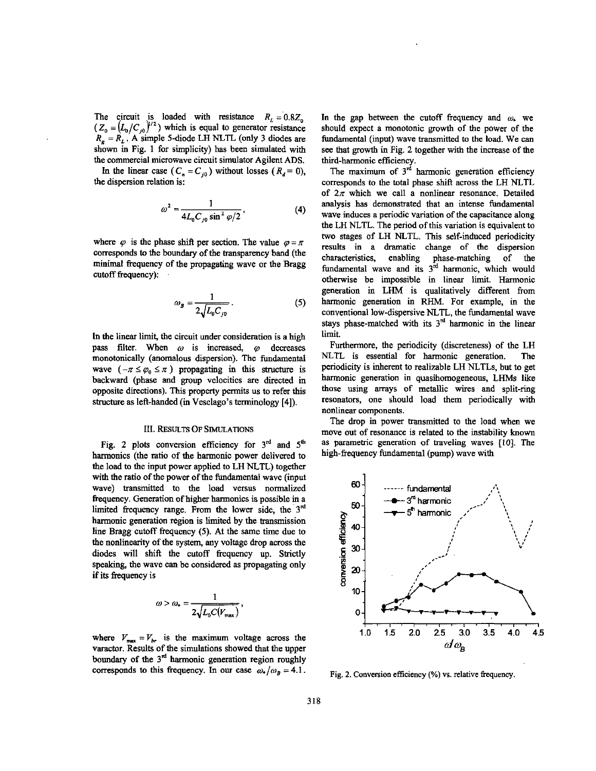The circuit is loaded with resistance $R_L = 0.8Z_0$ ($Z_0 = (L_0/C_{j0})^{1/2}$) which is equal to generator resistance $R_g = R_L$. A simple 5-diode LH NLTL (only 3 diodes are shown in Fig. 1 for simplicity) has been simulated with the commercial microwave circuit simulator Agilent ADS.

In the linear case ($C_n = C_{j0}$) without losses ($R_d = 0$), the dispersion relation is:

$$\omega^2 = \frac{1}{4L_0 C_{j0} \sin^2 \varphi/2}, \tag{4}$$

where $\varphi$ is the phase shift per section. The value $\varphi = \pi$ corresponds to the boundary of the transparency band (the minimal frequency of the propagating wave or the Bragg cutoff frequency):

$$\omega_B = \frac{1}{2\sqrt{L_0 C_{j0}}}. \tag{5}$$

In the linear limit, the circuit under consideration is a high pass filter. When $\omega$ is increased, $\varphi$ decreases monotonically (anomalous dispersion). The fundamental wave ($-\pi \le \varphi_0 \le \pi$) propagating in this structure is backward (phase and group velocities are directed in opposite directions). This property permits us to refer this structure as left-handed (in Veselago's terminology [4]).

## III. Results Of Simulations

Fig. 2 plots conversion efficiency for 3[rd] and 5[th] harmonics (the ratio of the harmonic power delivered to the load to the input power applied to LH NLTL) together with the ratio of the power of the fundamental wave (input wave) transmitted to the load versus normalized frequency. Generation of higher harmonics is possible in a limited frequency range. From the lower side, the 3[rd] harmonic generation region is limited by the transmission line Bragg cutoff frequency (5). At the same time due to the nonlinearity of the system, any voltage drop across the diodes will shift the cutoff frequency up. Strictly speaking, the wave can be considered as propagating only if its frequency is

$$\omega > \omega_* = \frac{1}{2\sqrt{L_0 C(V_{max})}},$$

where $V_{max} = V_{br}$ is the maximum voltage across the varactor. Results of the simulations showed that the upper boundary of the 3[rd] harmonic generation region roughly corresponds to this frequency. In our case $\omega_*/\omega_B = 4.1$.

In the gap between the cutoff frequency and $\omega_*$ we should expect a monotonic growth of the power of the fundamental (input) wave transmitted to the load. We can see that growth in Fig. 2 together with the increase of the third-harmonic efficiency.

The maximum of 3[rd] harmonic generation efficiency corresponds to the total phase shift across the LH NLTL of $2\pi$ which we call a nonlinear resonance. Detailed analysis has demonstrated that an intense fundamental wave induces a periodic variation of the capacitance along the LH NLTL. The period of this variation is equivalent to two stages of LH NLTL. This self-induced periodicity results in a dramatic change of the dispersion characteristics, enabling phase-matching of the fundamental wave and its 3[rd] harmonic, which would otherwise be impossible in linear limit. Harmonic generation in LHM is qualitatively different from harmonic generation in RHM. For example, in the conventional low-dispersive NLTL, the fundamental wave stays phase-matched with its 3[rd] harmonic in the linear limit.

Furthermore, the periodicity (discreteness) of the LH NLTL is essential for harmonic generation. The periodicity is inherent to realizable LH NLTLs, but to get harmonic generation in quasihomogeneous, LHMs like those using arrays of metallic wires and split-ring resonators, one should load them periodically with nonlinear components.

The drop in power transmitted to the load when we move out of resonance is related to the instability known as parametric generation of traveling waves [10]. The high-frequency fundamental (pump) wave with

Fig. 2. Conversion efficiency (%) vs. relative frequency.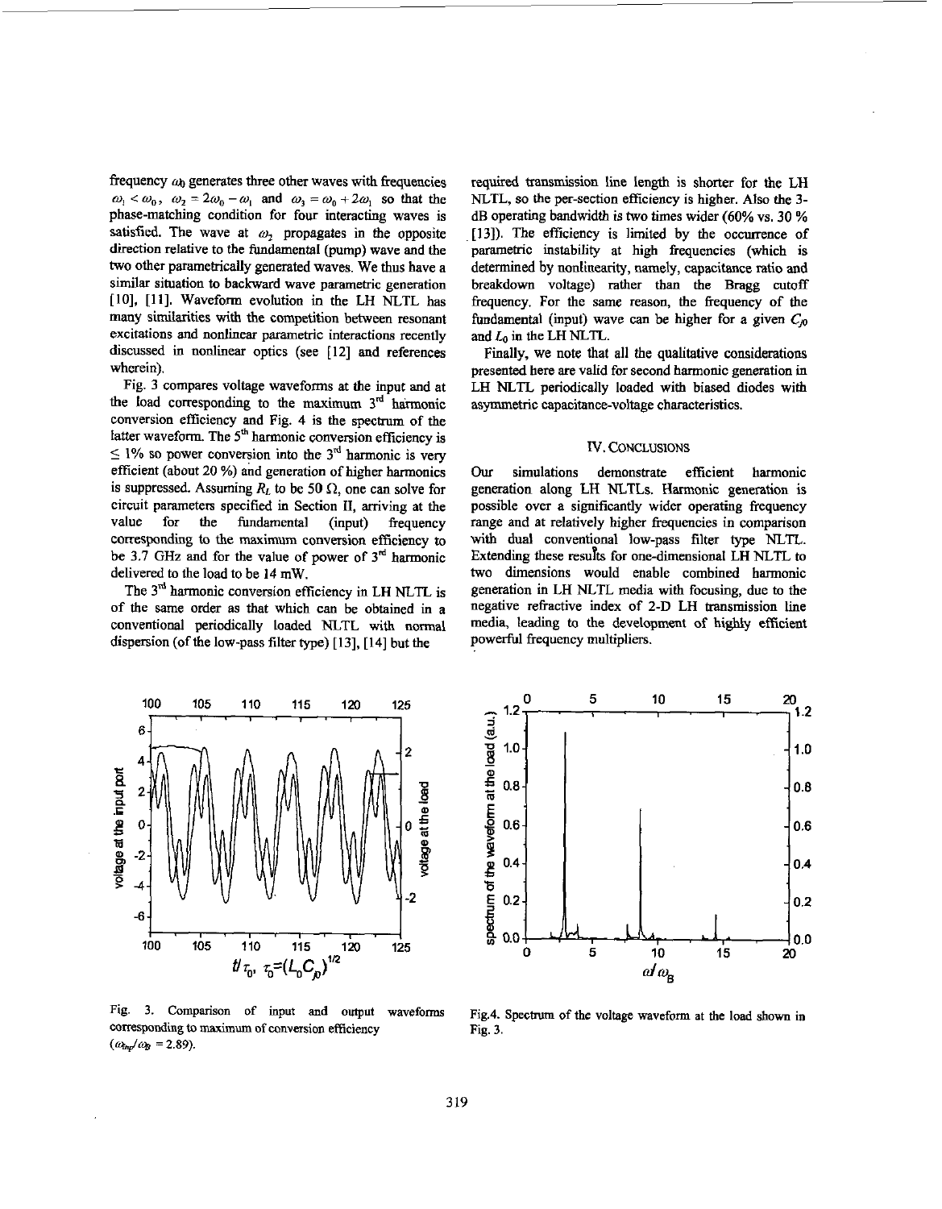frequency $\omega_0$ generates three other waves with frequencies $\omega_1 < \omega_0$, $\omega_2 = 2\omega_0 - \omega_1$ and $\omega_3 = \omega_0 + 2\omega_1$ so that the phase-matching condition for four interacting waves is satisfied. The wave at $\omega_2$ propagates in the opposite direction relative to the fundamental (pump) wave and the two other parametrically generated waves. We thus have a similar situation to backward wave parametric generation [10], [11]. Waveform evolution in the LH NLTL has many similarities with the competition between resonant excitations and nonlinear parametric interactions recently discussed in nonlinear optics (see [12] and references wherein).

Fig. 3 compares voltage waveforms at the input and at the load corresponding to the maximum 3rd harmonic conversion efficiency and Fig. 4 is the spectrum of the latter waveform. The 5th harmonic conversion efficiency is ≤ 1% so power conversion into the 3rd harmonic is very efficient (about 20 %) and generation of higher harmonics is suppressed. Assuming $R_L$ to be 50 Ω, one can solve for circuit parameters specified in Section II, arriving at the value for the fundamental (input) frequency corresponding to the maximum conversion efficiency to be 3.7 GHz and for the value of power of 3rd harmonic delivered to the load to be 14 mW.

The 3rd harmonic conversion efficiency in LH NLTL is of the same order as that which can be obtained in a conventional periodically loaded NLTL with normal dispersion (of the low-pass filter type) [13], [14] but the required transmission line length is shorter for the LH NLTL, so the per-section efficiency is higher. Also the 3-dB operating bandwidth is two times wider (60% vs. 30 % [13]). The efficiency is limited by the occurrence of parametric instability at high frequencies (which is determined by nonlinearity, namely, capacitance ratio and breakdown voltage) rather than the Bragg cutoff frequency. For the same reason, the frequency of the fundamental (input) wave can be higher for a given $C_{j0}$ and $L_0$ in the LH NLTL.

Finally, we note that all the qualitative considerations presented here are valid for second harmonic generation in LH NLTL periodically loaded with biased diodes with asymmetric capacitance-voltage characteristics.

## IV. CONCLUSIONS

Our simulations demonstrate efficient harmonic generation along LH NLTLs. Harmonic generation is possible over a significantly wider operating frequency range and at relatively higher frequencies in comparison with dual conventional low-pass filter type NLTL. Extending these results for one-dimensional LH NLTL to two dimensions would enable combined harmonic generation in LH NLTL media with focusing, due to the negative refractive index of 2-D LH transmission line media, leading to the development of highly efficient powerful frequency multipliers.

Fig. 3. Comparison of input and output waveforms corresponding to maximum of conversion efficiency ($\omega_{inp}/\omega_B = 2.89$).

Fig.4. Spectrum of the voltage waveform at the load shown in Fig. 3.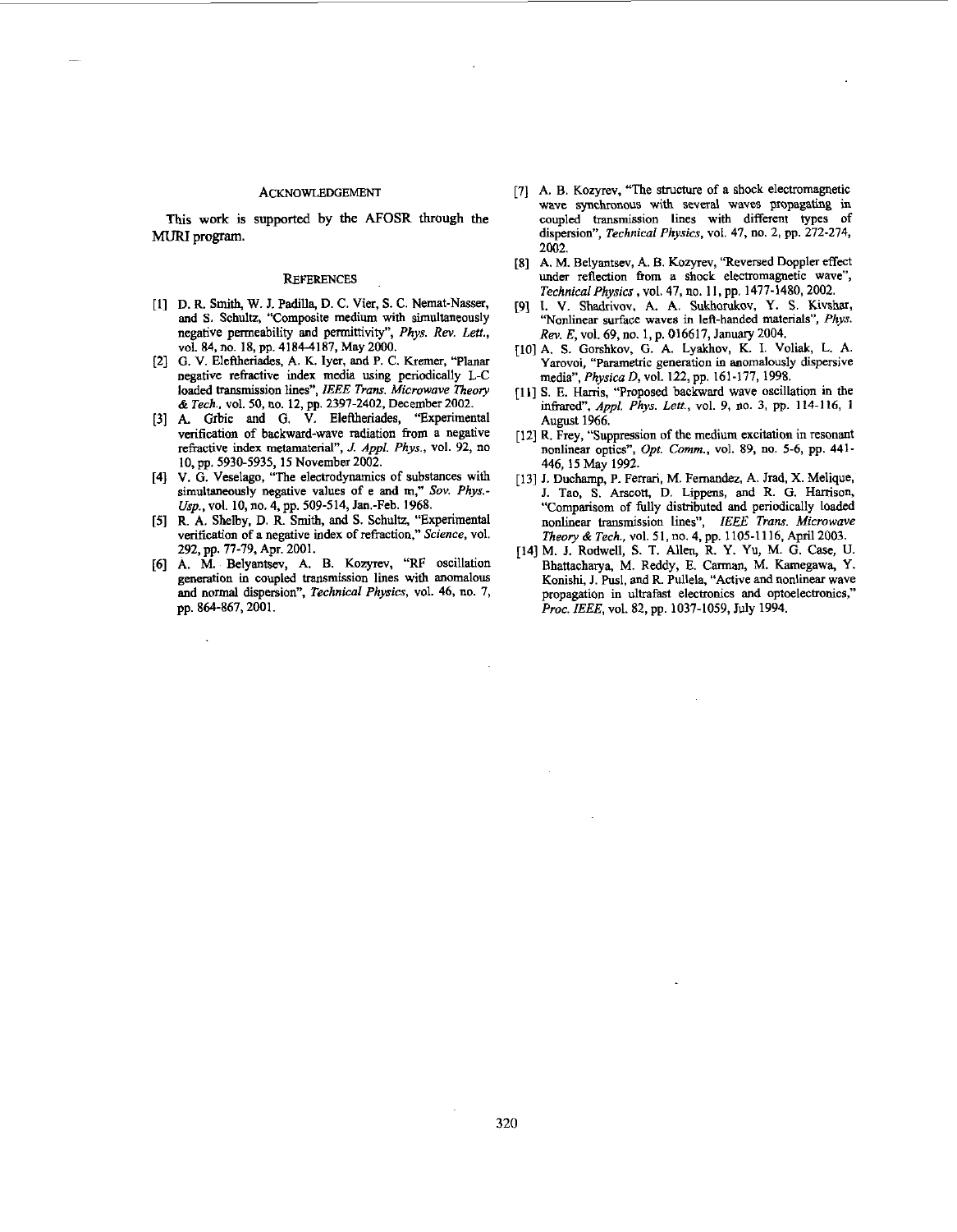## ACKNOWLEDGEMENT

This work is supported by the AFOSR through the MURI program.

## REFERENCES

[1] D. R. Smith, W. J. Padilla, D. C. Vier, S. C. Nemat-Nasser, and S. Schultz, "Composite medium with simultaneously negative permeability and permittivity", *Phys. Rev. Lett.*, vol. 84, no. 18, pp. 4184-4187, May 2000.

[2] G. V. Eleftheriades, A. K. Iyer, and P. C. Kremer, "Planar negative refractive index media using periodically L-C loaded transmission lines", *IEEE Trans. Microwave Theory & Tech.*, vol. 50, no. 12, pp. 2397-2402, December 2002.

[3] A. Grbic and G. V. Eleftheriades, "Experimental verification of backward-wave radiation from a negative refractive index metamaterial", *J. Appl. Phys.*, vol. 92, no 10, pp. 5930-5935, 15 November 2002.

[4] V. G. Veselago, "The electrodynamics of substances with simultaneously negative values of e and m," *Sov. Phys.-Usp.*, vol. 10, no. 4, pp. 509-514, Jan.-Feb. 1968.

[5] R. A. Shelby, D. R. Smith, and S. Schultz, "Experimental verification of a negative index of refraction," *Science*, vol. 292, pp. 77-79, Apr. 2001.

[6] A. M. Belyantsev, A. B. Kozyrev, "RF oscillation generation in coupled transmission lines with anomalous and normal dispersion", *Technical Physics*, vol. 46, no. 7, pp. 864-867, 2001.

[7] A. B. Kozyrev, "The structure of a shock electromagnetic wave synchronous with several waves propagating in coupled transmission lines with different types of dispersion", *Technical Physics*, vol. 47, no. 2, pp. 272-274, 2002.

[8] A. M. Belyantsev, A. B. Kozyrev, "Reversed Doppler effect under reflection from a shock electromagnetic wave", *Technical Physics* , vol. 47, no. 11, pp. 1477-1480, 2002.

[9] I. V. Shadrivov, A. A. Sukhorukov, Y. S. Kivshar, "Nonlinear surface waves in left-handed materials", *Phys. Rev. E*, vol. 69, no. 1, p. 016617, January 2004.

[10] A. S. Gorshkov, G. A. Lyakhov, K. I. Voliak, L. A. Yarovoi, "Parametric generation in anomalously dispersive media", *Physica D*, vol. 122, pp. 161-177, 1998.

[11] S. E. Harris, "Proposed backward wave oscillation in the infrared", *Appl. Phys. Lett.*, vol. 9, no. 3, pp. 114-116, 1 August 1966.

[12] R. Frey, "Suppression of the medium excitation in resonant nonlinear optics", *Opt. Comm.*, vol. 89, no. 5-6, pp. 441-446, 15 May 1992.

[13] J. Duchamp, P. Ferrari, M. Fernandez, A. Jrad, X. Melique, J. Tao, S. Arscott, D. Lippens, and R. G. Harrison, "Comparisom of fully distributed and periodically loaded nonlinear transmission lines", *IEEE Trans. Microwave Theory & Tech.*, vol. 51, no. 4, pp. 1105-1116, April 2003.

[14] M. J. Rodwell, S. T. Allen, R. Y. Yu, M. G. Case, U. Bhattacharya, M. Reddy, E. Carman, M. Kamegawa, Y. Konishi, J. Pusl, and R. Pullela, "Active and nonlinear wave propagation in ultrafast electronics and optoelectronics," *Proc. IEEE*, vol. 82, pp. 1037-1059, July 1994.